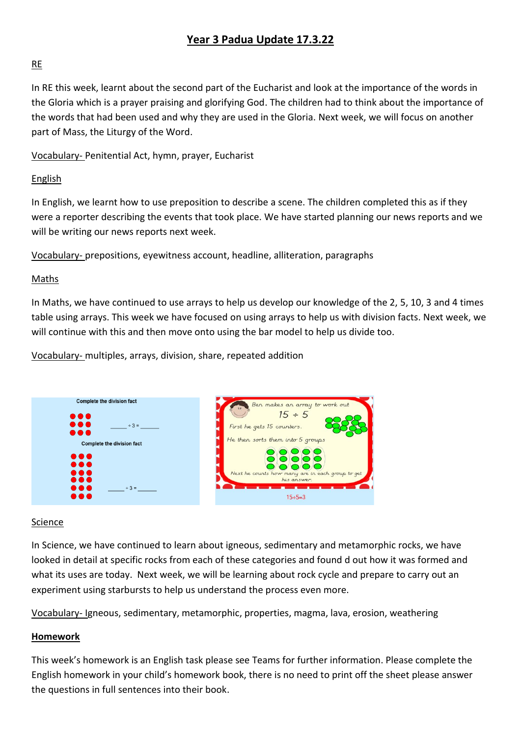# Year 3 Padua Update 17.3.22

## RE

In RE this week, learnt about the second part of the Eucharist and look at the importance of the words in the Gloria which is a prayer praising and glorifying God. The children had to think about the importance of the words that had been used and why they are used in the Gloria. Next week, we will focus on another part of Mass, the Liturgy of the Word.

Vocabulary- Penitential Act, hymn, prayer, Eucharist

## English

In English, we learnt how to use preposition to describe a scene. The children completed this as if they were a reporter describing the events that took place. We have started planning our news reports and we will be writing our news reports next week.

Vocabulary- prepositions, eyewitness account, headline, alliteration, paragraphs

## Maths

In Maths, we have continued to use arrays to help us develop our knowledge of the 2, 5, 10, 3 and 4 times table using arrays. This week we have focused on using arrays to help us with division facts. Next week, we will continue with this and then move onto using the bar model to help us divide too.

Vocabulary- multiples, arrays, division, share, repeated addition

Complete the division fact

_____ ÷ 3 = _____

Complete the division fact

_____ ÷ 3 = _____

Ben makes an array to work out

15 ÷ 5

First he gets 15 counters.

He then sorts them into 5 groups

Next he counts how many are in each group to get his answer.

15÷5=3

## Science

In Science, we have continued to learn about igneous, sedimentary and metamorphic rocks, we have looked in detail at specific rocks from each of these categories and found d out how it was formed and what its uses are today. Next week, we will be learning about rock cycle and prepare to carry out an experiment using starbursts to help us understand the process even more.

Vocabulary- Igneous, sedimentary, metamorphic, properties, magma, lava, erosion, weathering

## **Homework**

This week's homework is an English task please see Teams for further information. Please complete the English homework in your child's homework book, there is no need to print off the sheet please answer the questions in full sentences into their book.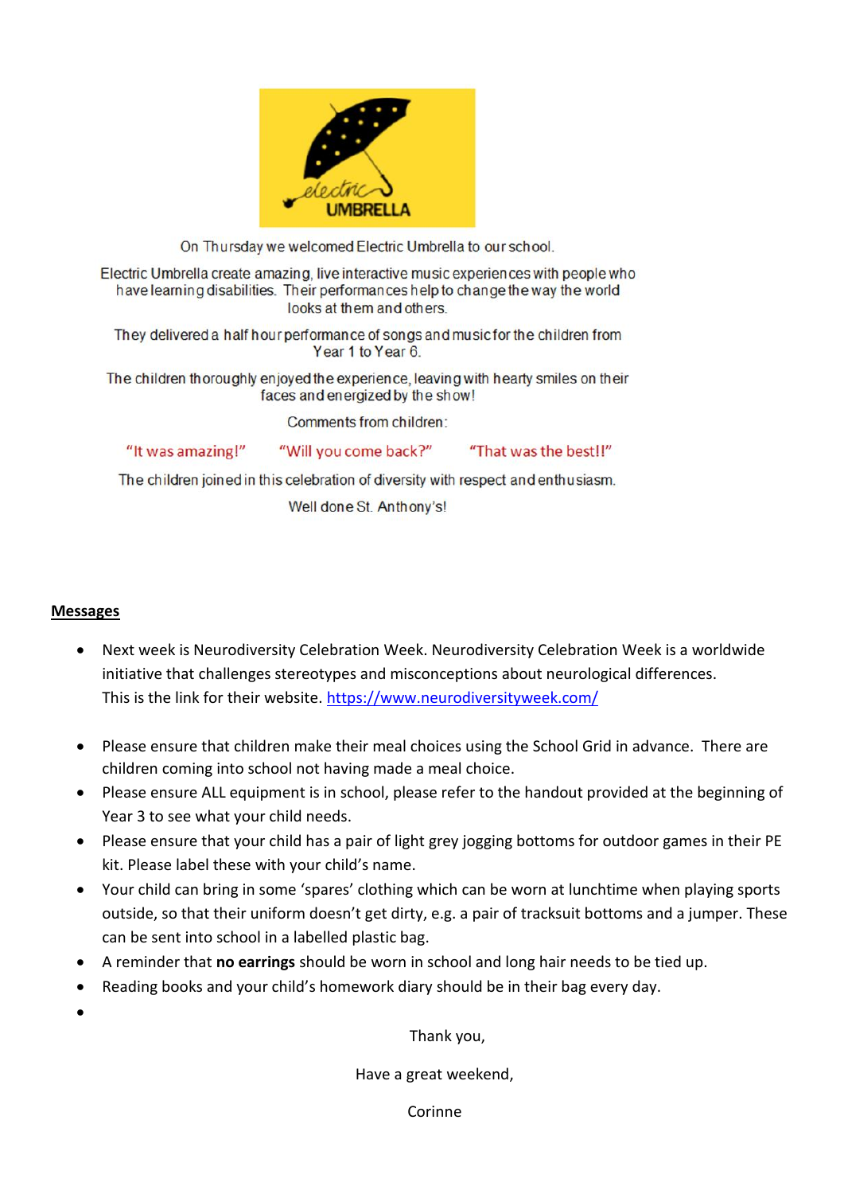On Thursday we welcomed Electric Umbrella to our school.

Electric Umbrella create amazing, live interactive music experiences with people who have learning disabilities. Their performances help to change the way the world looks at them and others.

They delivered a half hour performance of songs and music for the children from Year 1 to Year 6.

The children thoroughly enjoyed the experience, leaving with hearty smiles on their faces and energized by the show!

Comments from children:

"It was amazing!" "Will you come back?" "That was the best!!"

The children joined in this celebration of diversity with respect and enthusiasm.

Well done St. Anthony's!

**Messages**

- Next week is Neurodiversity Celebration Week. Neurodiversity Celebration Week is a worldwide initiative that challenges stereotypes and misconceptions about neurological differences. This is the link for their website. https://www.neurodiversityweek.com/
- Please ensure that children make their meal choices using the School Grid in advance. There are children coming into school not having made a meal choice.
- Please ensure ALL equipment is in school, please refer to the handout provided at the beginning of Year 3 to see what your child needs.
- Please ensure that your child has a pair of light grey jogging bottoms for outdoor games in their PE kit. Please label these with your child's name.
- Your child can bring in some 'spares' clothing which can be worn at lunchtime when playing sports outside, so that their uniform doesn't get dirty, e.g. a pair of tracksuit bottoms and a jumper. These can be sent into school in a labelled plastic bag.
- A reminder that **no earrings** should be worn in school and long hair needs to be tied up.
- Reading books and your child's homework diary should be in their bag every day.

Thank you,

Have a great weekend,

Corinne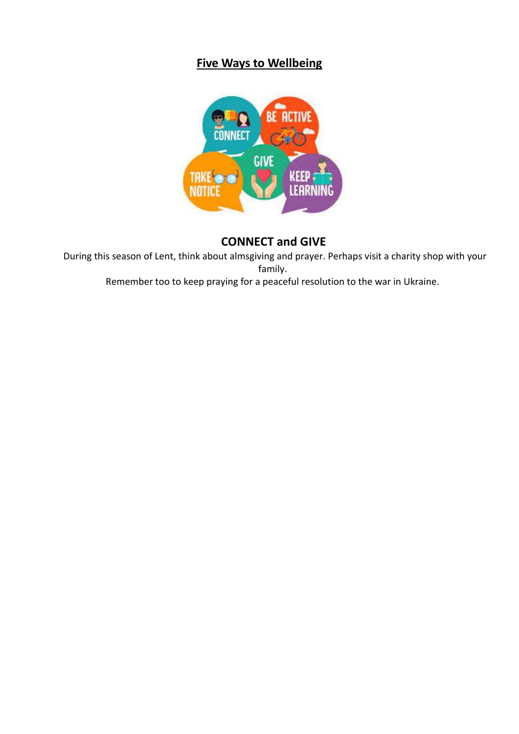## Five Ways to Wellbeing

### CONNECT and GIVE

During this season of Lent, think about almsgiving and prayer. Perhaps visit a charity shop with your family.

Remember too to keep praying for a peaceful resolution to the war in Ukraine.